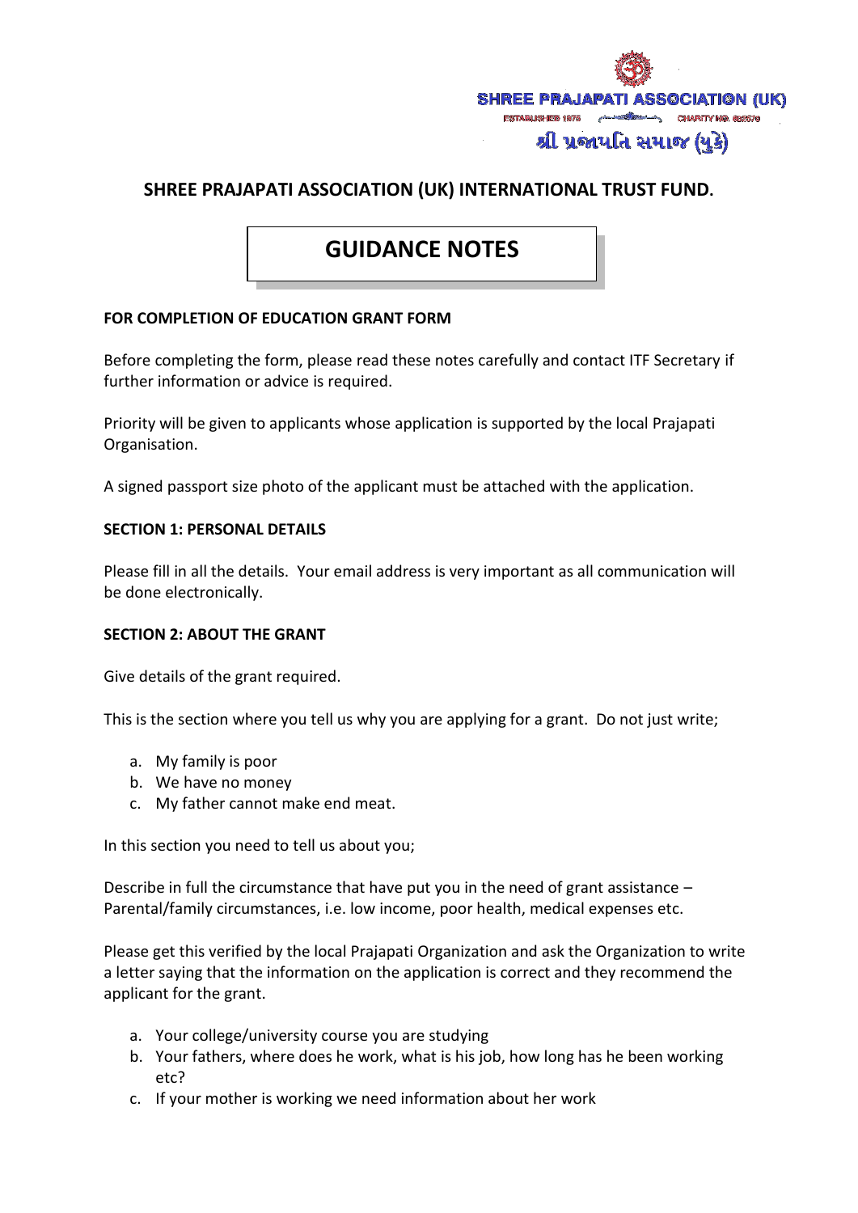SHREE PRAJAPATI ASSOCIATION (UK)

ESTABLISHED 1975 CHARITY NO. 266579

શ્રી પ્રજાપતિ સમાજ (યુકે)

## SHREE PRAJAPATI ASSOCIATION (UK) INTERNATIONAL TRUST FUND.

# GUIDANCE NOTES

**FOR COMPLETION OF EDUCATION GRANT FORM**

Before completing the form, please read these notes carefully and contact ITF Secretary if further information or advice is required.

Priority will be given to applicants whose application is supported by the local Prajapati Organisation.

A signed passport size photo of the applicant must be attached with the application.

**SECTION 1: PERSONAL DETAILS**

Please fill in all the details. Your email address is very important as all communication will be done electronically.

**SECTION 2: ABOUT THE GRANT**

Give details of the grant required.

This is the section where you tell us why you are applying for a grant. Do not just write;

a. My family is poor
b. We have no money
c. My father cannot make end meat.

In this section you need to tell us about you;

Describe in full the circumstance that have put you in the need of grant assistance – Parental/family circumstances, i.e. low income, poor health, medical expenses etc.

Please get this verified by the local Prajapati Organization and ask the Organization to write a letter saying that the information on the application is correct and they recommend the applicant for the grant.

a. Your college/university course you are studying
b. Your fathers, where does he work, what is his job, how long has he been working etc?
c. If your mother is working we need information about her work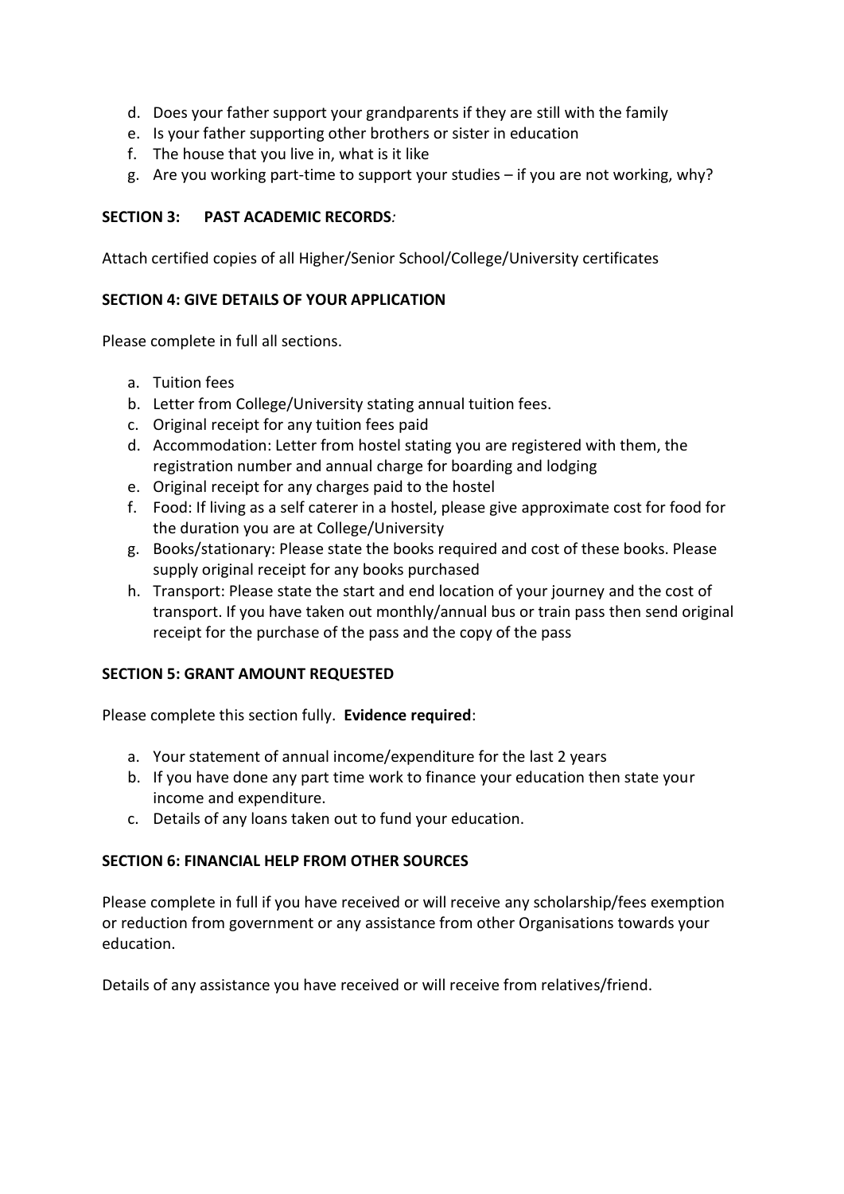d. Does your father support your grandparents if they are still with the family
e. Is your father supporting other brothers or sister in education
f. The house that you live in, what is it like
g. Are you working part-time to support your studies – if you are not working, why?

**SECTION 3: PAST ACADEMIC RECORDS***:*

Attach certified copies of all Higher/Senior School/College/University certificates

**SECTION 4: GIVE DETAILS OF YOUR APPLICATION**

Please complete in full all sections.

a. Tuition fees
b. Letter from College/University stating annual tuition fees.
c. Original receipt for any tuition fees paid
d. Accommodation: Letter from hostel stating you are registered with them, the registration number and annual charge for boarding and lodging
e. Original receipt for any charges paid to the hostel
f. Food: If living as a self caterer in a hostel, please give approximate cost for food for the duration you are at College/University
g. Books/stationary: Please state the books required and cost of these books. Please supply original receipt for any books purchased
h. Transport: Please state the start and end location of your journey and the cost of transport. If you have taken out monthly/annual bus or train pass then send original receipt for the purchase of the pass and the copy of the pass

**SECTION 5: GRANT AMOUNT REQUESTED**

Please complete this section fully. **Evidence required**:

a. Your statement of annual income/expenditure for the last 2 years
b. If you have done any part time work to finance your education then state your income and expenditure.
c. Details of any loans taken out to fund your education.

**SECTION 6: FINANCIAL HELP FROM OTHER SOURCES**

Please complete in full if you have received or will receive any scholarship/fees exemption or reduction from government or any assistance from other Organisations towards your education.

Details of any assistance you have received or will receive from relatives/friend.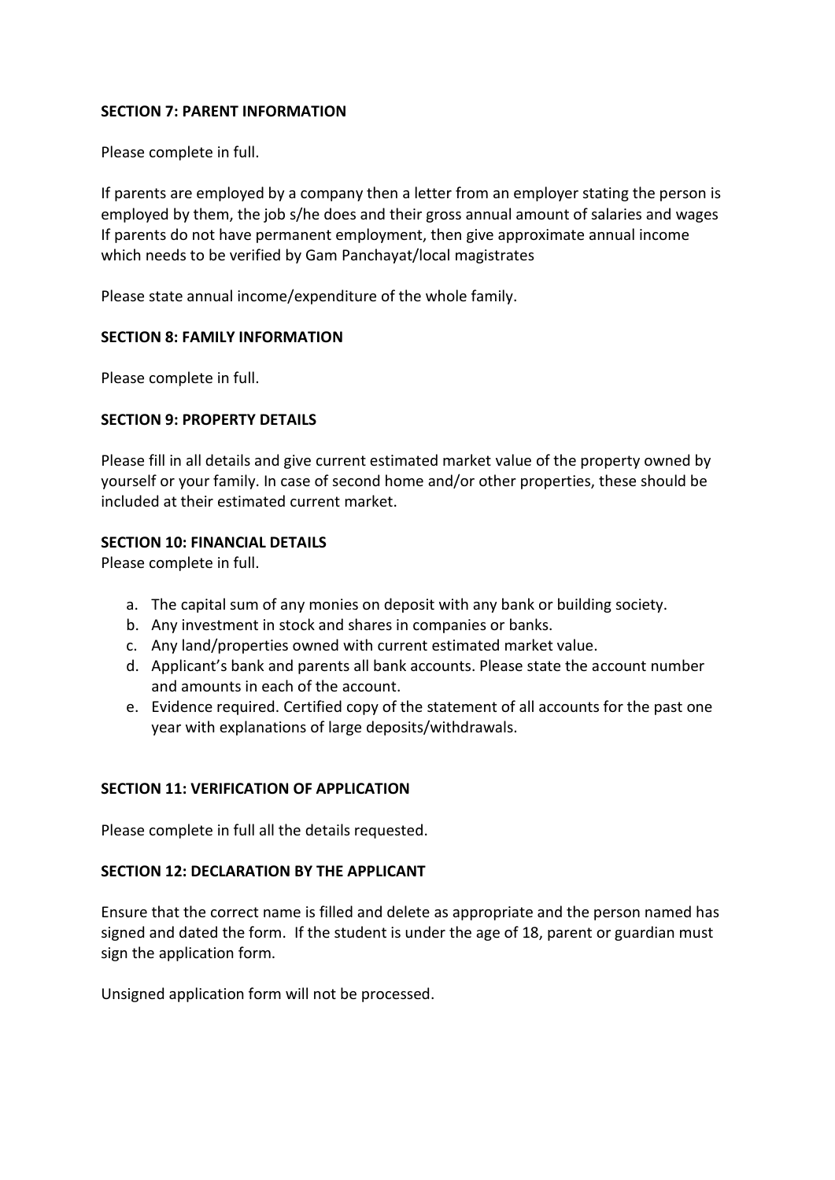**SECTION 7: PARENT INFORMATION**

Please complete in full.

If parents are employed by a company then a letter from an employer stating the person is employed by them, the job s/he does and their gross annual amount of salaries and wages If parents do not have permanent employment, then give approximate annual income which needs to be verified by Gam Panchayat/local magistrates

Please state annual income/expenditure of the whole family.

**SECTION 8: FAMILY INFORMATION**

Please complete in full.

**SECTION 9: PROPERTY DETAILS**

Please fill in all details and give current estimated market value of the property owned by yourself or your family. In case of second home and/or other properties, these should be included at their estimated current market.

**SECTION 10: FINANCIAL DETAILS**

Please complete in full.

a. The capital sum of any monies on deposit with any bank or building society.
b. Any investment in stock and shares in companies or banks.
c. Any land/properties owned with current estimated market value.
d. Applicant's bank and parents all bank accounts. Please state the account number and amounts in each of the account.
e. Evidence required. Certified copy of the statement of all accounts for the past one year with explanations of large deposits/withdrawals.

**SECTION 11: VERIFICATION OF APPLICATION**

Please complete in full all the details requested.

**SECTION 12: DECLARATION BY THE APPLICANT**

Ensure that the correct name is filled and delete as appropriate and the person named has signed and dated the form. If the student is under the age of 18, parent or guardian must sign the application form.

Unsigned application form will not be processed.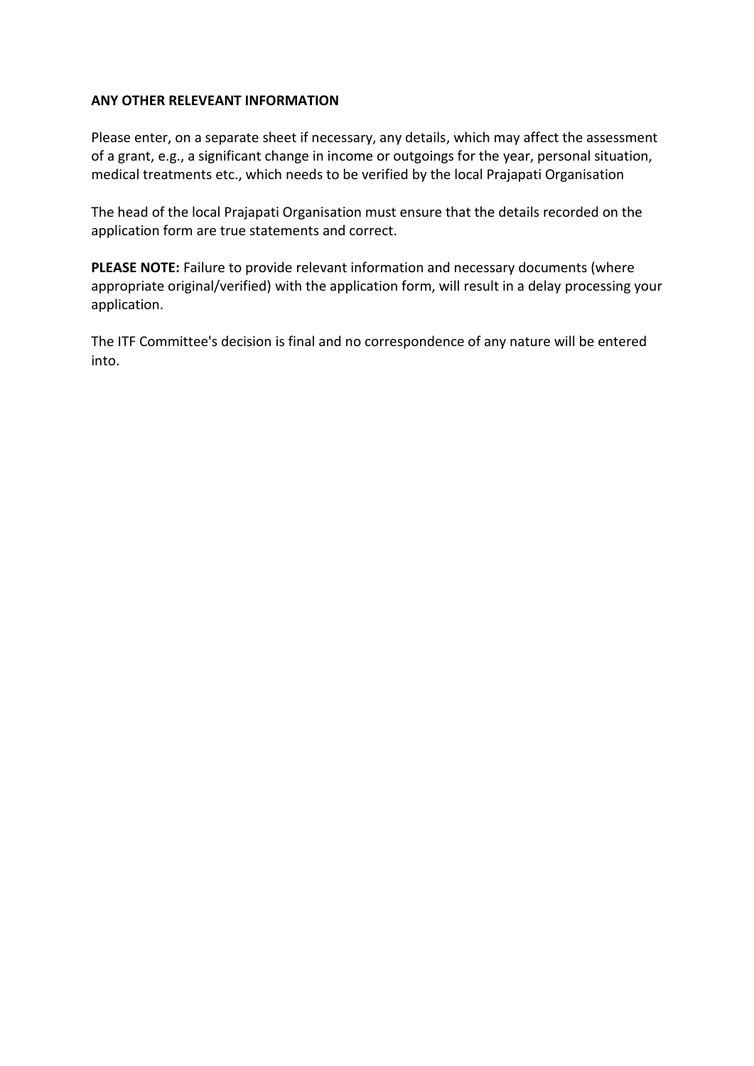**ANY OTHER RELEVEANT INFORMATION**

Please enter, on a separate sheet if necessary, any details, which may affect the assessment of a grant, e.g., a significant change in income or outgoings for the year, personal situation, medical treatments etc., which needs to be verified by the local Prajapati Organisation

The head of the local Prajapati Organisation must ensure that the details recorded on the application form are true statements and correct.

**PLEASE NOTE:** Failure to provide relevant information and necessary documents (where appropriate original/verified) with the application form, will result in a delay processing your application.

The ITF Committee's decision is final and no correspondence of any nature will be entered into.